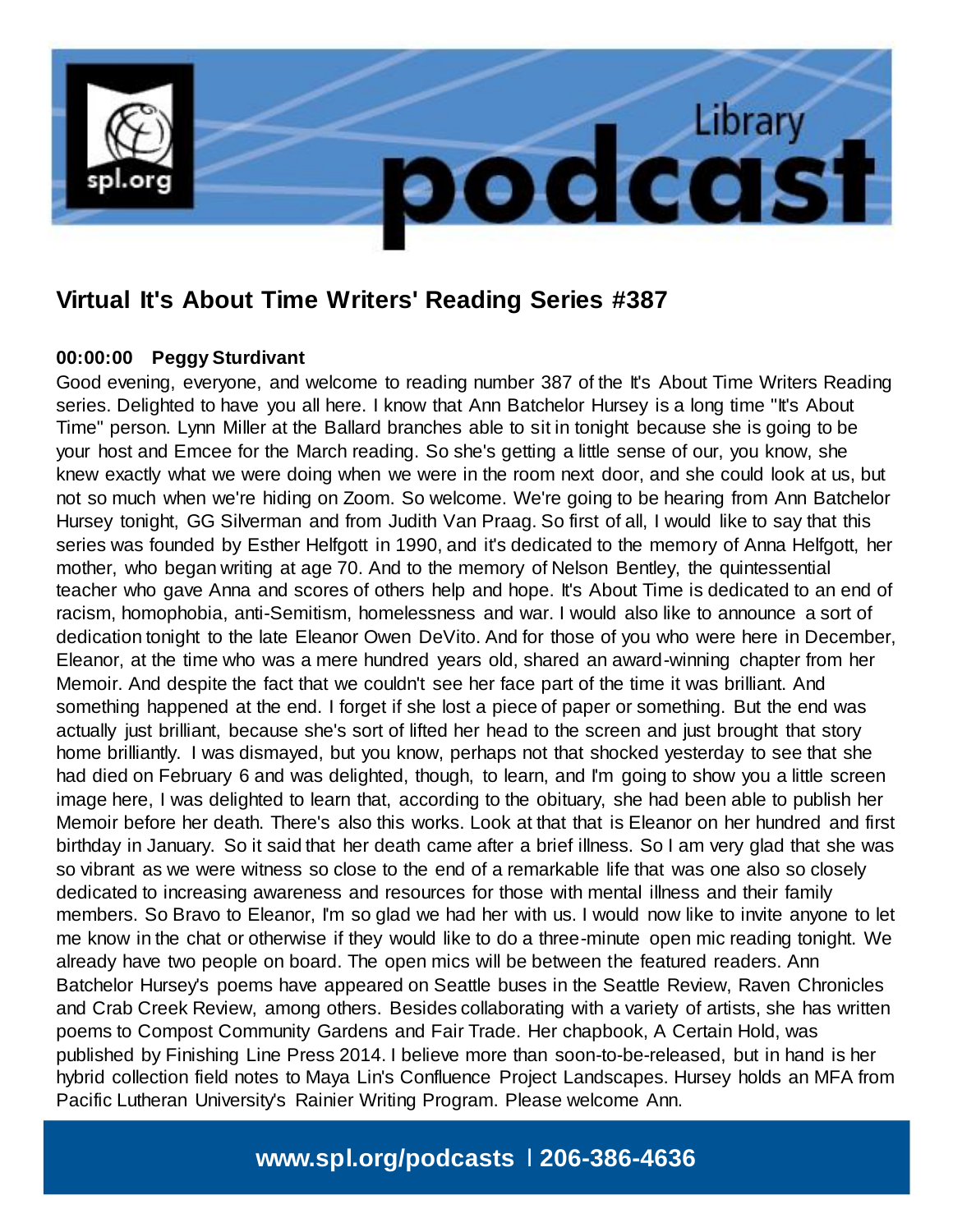# Virtual It's About Time Writers' Reading Series #387

**00:00:00 Peggy Sturdivant**

Good evening, everyone, and welcome to reading number 387 of the It's About Time Writers Reading series. Delighted to have you all here. I know that Ann Batchelor Hursey is a long time "It's About Time" person. Lynn Miller at the Ballard branches able to sit in tonight because she is going to be your host and Emcee for the March reading. So she's getting a little sense of our, you know, she knew exactly what we were doing when we were in the room next door, and she could look at us, but not so much when we're hiding on Zoom. So welcome. We're going to be hearing from Ann Batchelor Hursey tonight, GG Silverman and from Judith Van Praag. So first of all, I would like to say that this series was founded by Esther Helfgott in 1990, and it's dedicated to the memory of Anna Helfgott, her mother, who began writing at age 70. And to the memory of Nelson Bentley, the quintessential teacher who gave Anna and scores of others help and hope. It's About Time is dedicated to an end of racism, homophobia, anti-Semitism, homelessness and war. I would also like to announce a sort of dedication tonight to the late Eleanor Owen DeVito. And for those of you who were here in December, Eleanor, at the time who was a mere hundred years old, shared an award-winning chapter from her Memoir. And despite the fact that we couldn't see her face part of the time it was brilliant. And something happened at the end. I forget if she lost a piece of paper or something. But the end was actually just brilliant, because she's sort of lifted her head to the screen and just brought that story home brilliantly. I was dismayed, but you know, perhaps not that shocked yesterday to see that she had died on February 6 and was delighted, though, to learn, and I'm going to show you a little screen image here, I was delighted to learn that, according to the obituary, she had been able to publish her Memoir before her death. There's also this works. Look at that that is Eleanor on her hundred and first birthday in January. So it said that her death came after a brief illness. So I am very glad that she was so vibrant as we were witness so close to the end of a remarkable life that was one also so closely dedicated to increasing awareness and resources for those with mental illness and their family members. So Bravo to Eleanor, I'm so glad we had her with us. I would now like to invite anyone to let me know in the chat or otherwise if they would like to do a three-minute open mic reading tonight. We already have two people on board. The open mics will be between the featured readers. Ann Batchelor Hursey's poems have appeared on Seattle buses in the Seattle Review, Raven Chronicles and Crab Creek Review, among others. Besides collaborating with a variety of artists, she has written poems to Compost Community Gardens and Fair Trade. Her chapbook, A Certain Hold, was published by Finishing Line Press 2014. I believe more than soon-to-be-released, but in hand is her hybrid collection field notes to Maya Lin's Confluence Project Landscapes. Hursey holds an MFA from Pacific Lutheran University's Rainier Writing Program. Please welcome Ann.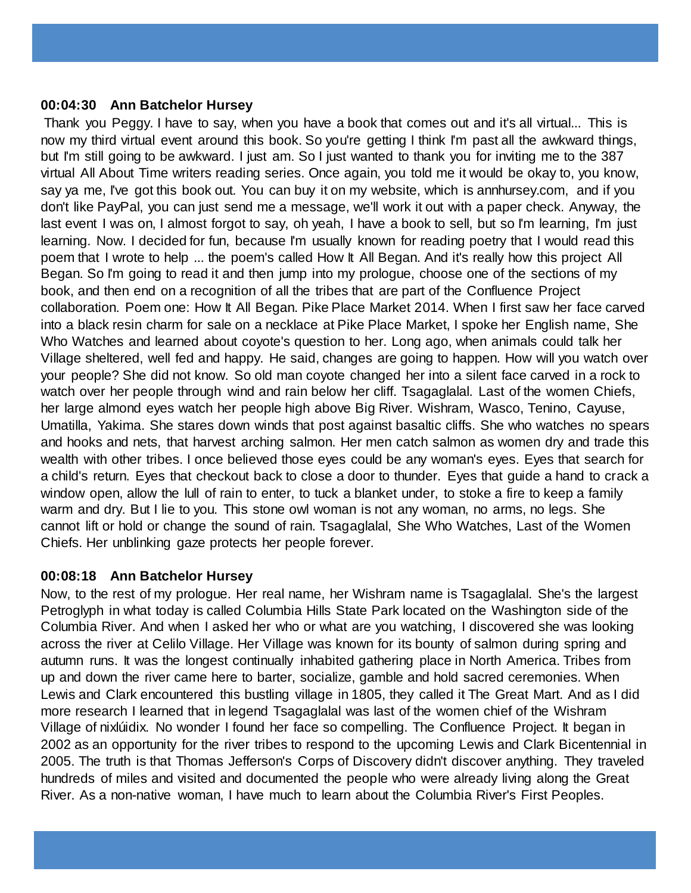**00:04:30 Ann Batchelor Hursey**

Thank you Peggy. I have to say, when you have a book that comes out and it's all virtual... This is now my third virtual event around this book. So you're getting I think I'm past all the awkward things, but I'm still going to be awkward. I just am. So I just wanted to thank you for inviting me to the 387 virtual All About Time writers reading series. Once again, you told me it would be okay to, you know, say ya me, I've got this book out. You can buy it on my website, which is annhursey.com, and if you don't like PayPal, you can just send me a message, we'll work it out with a paper check. Anyway, the last event I was on, I almost forgot to say, oh yeah, I have a book to sell, but so I'm learning, I'm just learning. Now. I decided for fun, because I'm usually known for reading poetry that I would read this poem that I wrote to help ... the poem's called How It All Began. And it's really how this project All Began. So I'm going to read it and then jump into my prologue, choose one of the sections of my book, and then end on a recognition of all the tribes that are part of the Confluence Project collaboration. Poem one: How It All Began. Pike Place Market 2014. When I first saw her face carved into a black resin charm for sale on a necklace at Pike Place Market, I spoke her English name, She Who Watches and learned about coyote's question to her. Long ago, when animals could talk her Village sheltered, well fed and happy. He said, changes are going to happen. How will you watch over your people? She did not know. So old man coyote changed her into a silent face carved in a rock to watch over her people through wind and rain below her cliff. Tsagaglalal. Last of the women Chiefs, her large almond eyes watch her people high above Big River. Wishram, Wasco, Tenino, Cayuse, Umatilla, Yakima. She stares down winds that post against basaltic cliffs. She who watches no spears and hooks and nets, that harvest arching salmon. Her men catch salmon as women dry and trade this wealth with other tribes. I once believed those eyes could be any woman's eyes. Eyes that search for a child's return. Eyes that checkout back to close a door to thunder. Eyes that guide a hand to crack a window open, allow the lull of rain to enter, to tuck a blanket under, to stoke a fire to keep a family warm and dry. But I lie to you. This stone owl woman is not any woman, no arms, no legs. She cannot lift or hold or change the sound of rain. Tsagaglalal, She Who Watches, Last of the Women Chiefs. Her unblinking gaze protects her people forever.

**00:08:18 Ann Batchelor Hursey**

Now, to the rest of my prologue. Her real name, her Wishram name is Tsagaglalal. She's the largest Petroglyph in what today is called Columbia Hills State Park located on the Washington side of the Columbia River. And when I asked her who or what are you watching, I discovered she was looking across the river at Celilo Village. Her Village was known for its bounty of salmon during spring and autumn runs. It was the longest continually inhabited gathering place in North America. Tribes from up and down the river came here to barter, socialize, gamble and hold sacred ceremonies. When Lewis and Clark encountered this bustling village in 1805, they called it The Great Mart. And as I did more research I learned that in legend Tsagaglalal was last of the women chief of the Wishram Village of nixlúidix. No wonder I found her face so compelling. The Confluence Project. It began in 2002 as an opportunity for the river tribes to respond to the upcoming Lewis and Clark Bicentennial in 2005. The truth is that Thomas Jefferson's Corps of Discovery didn't discover anything. They traveled hundreds of miles and visited and documented the people who were already living along the Great River. As a non-native woman, I have much to learn about the Columbia River's First Peoples.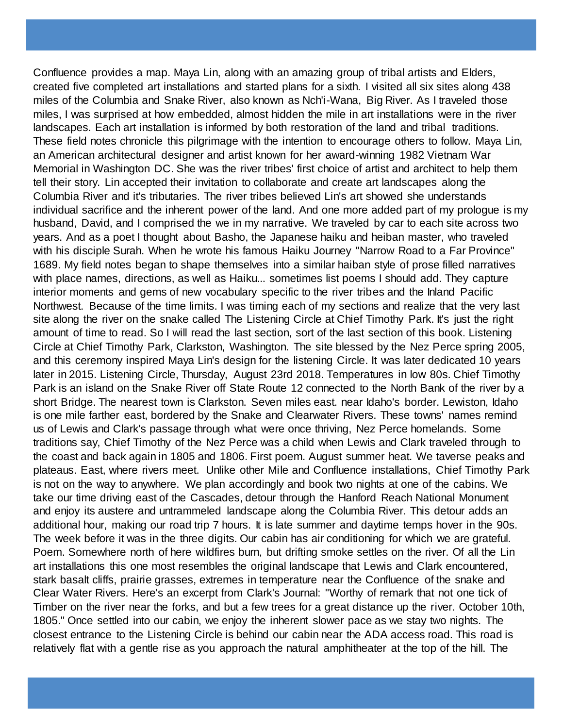Confluence provides a map. Maya Lin, along with an amazing group of tribal artists and Elders, created five completed art installations and started plans for a sixth. I visited all six sites along 438 miles of the Columbia and Snake River, also known as Nch'i-Wana, Big River. As I traveled those miles, I was surprised at how embedded, almost hidden the mile in art installations were in the river landscapes. Each art installation is informed by both restoration of the land and tribal traditions. These field notes chronicle this pilgrimage with the intention to encourage others to follow. Maya Lin, an American architectural designer and artist known for her award-winning 1982 Vietnam War Memorial in Washington DC. She was the river tribes' first choice of artist and architect to help them tell their story. Lin accepted their invitation to collaborate and create art landscapes along the Columbia River and it's tributaries. The river tribes believed Lin's art showed she understands individual sacrifice and the inherent power of the land. And one more added part of my prologue is my husband, David, and I comprised the we in my narrative. We traveled by car to each site across two years. And as a poet I thought about Basho, the Japanese haiku and heiban master, who traveled with his disciple Surah. When he wrote his famous Haiku Journey "Narrow Road to a Far Province" 1689. My field notes began to shape themselves into a similar haiban style of prose filled narratives with place names, directions, as well as Haiku... sometimes list poems I should add. They capture interior moments and gems of new vocabulary specific to the river tribes and the Inland Pacific Northwest. Because of the time limits. I was timing each of my sections and realize that the very last site along the river on the snake called The Listening Circle at Chief Timothy Park. It's just the right amount of time to read. So I will read the last section, sort of the last section of this book. Listening Circle at Chief Timothy Park, Clarkston, Washington. The site blessed by the Nez Perce spring 2005, and this ceremony inspired Maya Lin's design for the listening Circle. It was later dedicated 10 years later in 2015. Listening Circle, Thursday, August 23rd 2018. Temperatures in low 80s. Chief Timothy Park is an island on the Snake River off State Route 12 connected to the North Bank of the river by a short Bridge. The nearest town is Clarkston. Seven miles east. near Idaho's border. Lewiston, Idaho is one mile farther east, bordered by the Snake and Clearwater Rivers. These towns' names remind us of Lewis and Clark's passage through what were once thriving, Nez Perce homelands. Some traditions say, Chief Timothy of the Nez Perce was a child when Lewis and Clark traveled through to the coast and back again in 1805 and 1806. First poem. August summer heat. We taverse peaks and plateaus. East, where rivers meet. Unlike other Mile and Confluence installations, Chief Timothy Park is not on the way to anywhere. We plan accordingly and book two nights at one of the cabins. We take our time driving east of the Cascades, detour through the Hanford Reach National Monument and enjoy its austere and untrammeled landscape along the Columbia River. This detour adds an additional hour, making our road trip 7 hours. It is late summer and daytime temps hover in the 90s. The week before it was in the three digits. Our cabin has air conditioning for which we are grateful. Poem. Somewhere north of here wildfires burn, but drifting smoke settles on the river. Of all the Lin art installations this one most resembles the original landscape that Lewis and Clark encountered, stark basalt cliffs, prairie grasses, extremes in temperature near the Confluence of the snake and Clear Water Rivers. Here's an excerpt from Clark's Journal: "Worthy of remark that not one tick of Timber on the river near the forks, and but a few trees for a great distance up the river. October 10th, 1805." Once settled into our cabin, we enjoy the inherent slower pace as we stay two nights. The closest entrance to the Listening Circle is behind our cabin near the ADA access road. This road is relatively flat with a gentle rise as you approach the natural amphitheater at the top of the hill. The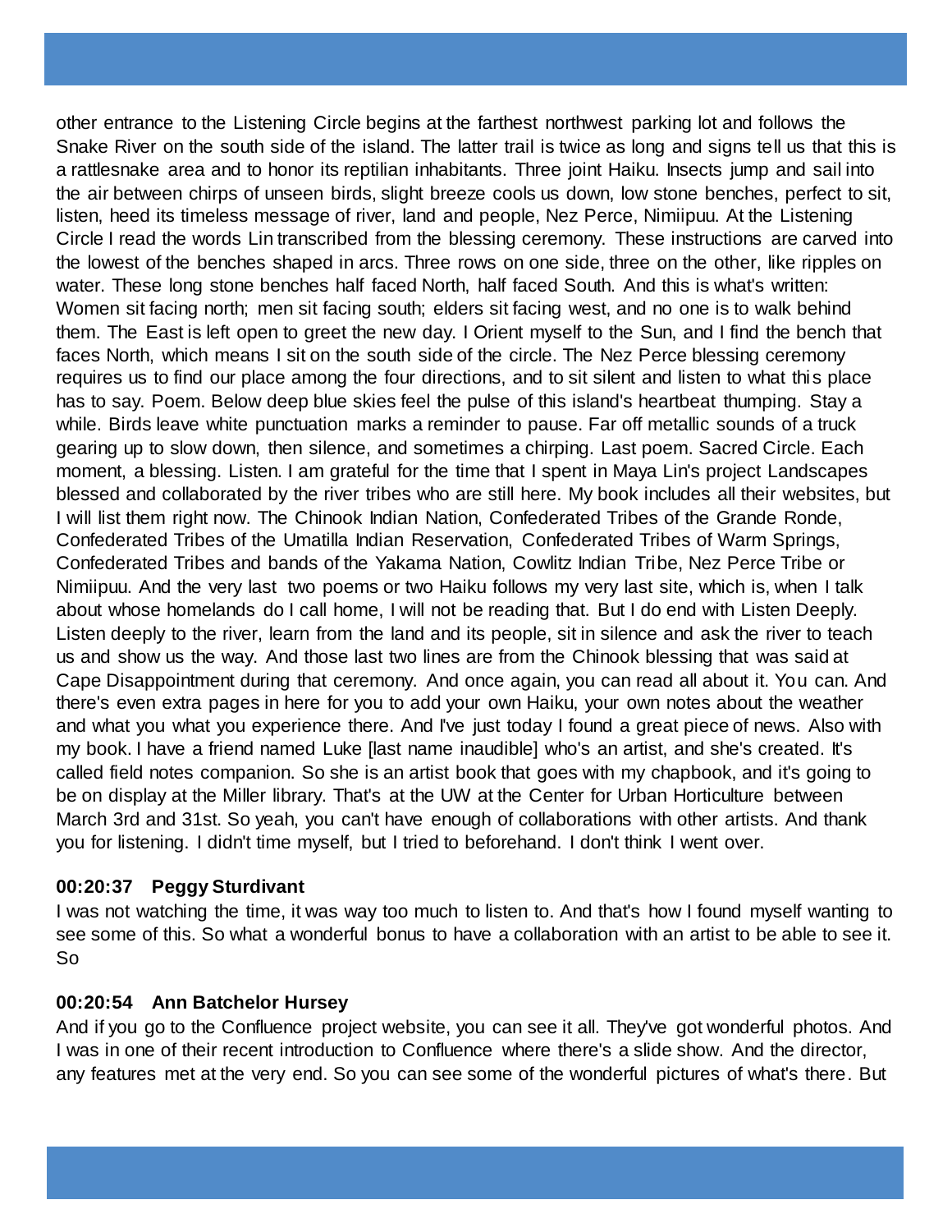other entrance to the Listening Circle begins at the farthest northwest parking lot and follows the Snake River on the south side of the island. The latter trail is twice as long and signs tell us that this is a rattlesnake area and to honor its reptilian inhabitants. Three joint Haiku. Insects jump and sail into the air between chirps of unseen birds, slight breeze cools us down, low stone benches, perfect to sit, listen, heed its timeless message of river, land and people, Nez Perce, Nimiipuu. At the Listening Circle I read the words Lin transcribed from the blessing ceremony. These instructions are carved into the lowest of the benches shaped in arcs. Three rows on one side, three on the other, like ripples on water. These long stone benches half faced North, half faced South. And this is what's written: Women sit facing north; men sit facing south; elders sit facing west, and no one is to walk behind them. The East is left open to greet the new day. I Orient myself to the Sun, and I find the bench that faces North, which means I sit on the south side of the circle. The Nez Perce blessing ceremony requires us to find our place among the four directions, and to sit silent and listen to what this place has to say. Poem. Below deep blue skies feel the pulse of this island's heartbeat thumping. Stay a while. Birds leave white punctuation marks a reminder to pause. Far off metallic sounds of a truck gearing up to slow down, then silence, and sometimes a chirping. Last poem. Sacred Circle. Each moment, a blessing. Listen. I am grateful for the time that I spent in Maya Lin's project Landscapes blessed and collaborated by the river tribes who are still here. My book includes all their websites, but I will list them right now. The Chinook Indian Nation, Confederated Tribes of the Grande Ronde, Confederated Tribes of the Umatilla Indian Reservation, Confederated Tribes of Warm Springs, Confederated Tribes and bands of the Yakama Nation, Cowlitz Indian Tribe, Nez Perce Tribe or Nimiipuu. And the very last two poems or two Haiku follows my very last site, which is, when I talk about whose homelands do I call home, I will not be reading that. But I do end with Listen Deeply. Listen deeply to the river, learn from the land and its people, sit in silence and ask the river to teach us and show us the way. And those last two lines are from the Chinook blessing that was said at Cape Disappointment during that ceremony. And once again, you can read all about it. You can. And there's even extra pages in here for you to add your own Haiku, your own notes about the weather and what you what you experience there. And I've just today I found a great piece of news. Also with my book. I have a friend named Luke [last name inaudible] who's an artist, and she's created. It's called field notes companion. So she is an artist book that goes with my chapbook, and it's going to be on display at the Miller library. That's at the UW at the Center for Urban Horticulture between March 3rd and 31st. So yeah, you can't have enough of collaborations with other artists. And thank you for listening. I didn't time myself, but I tried to beforehand. I don't think I went over.

**00:20:37 Peggy Sturdivant**

I was not watching the time, it was way too much to listen to. And that's how I found myself wanting to see some of this. So what a wonderful bonus to have a collaboration with an artist to be able to see it. So

**00:20:54 Ann Batchelor Hursey**

And if you go to the Confluence project website, you can see it all. They've got wonderful photos. And I was in one of their recent introduction to Confluence where there's a slide show. And the director, any features met at the very end. So you can see some of the wonderful pictures of what's there. But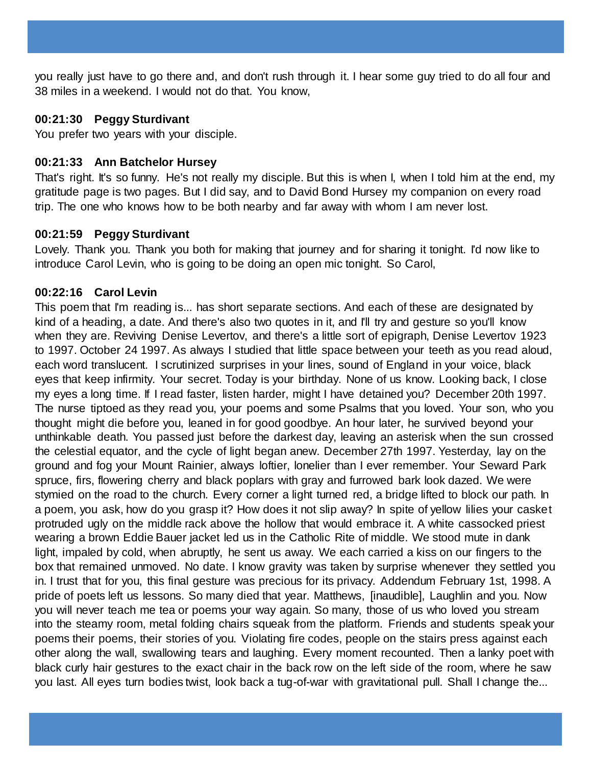you really just have to go there and, and don't rush through it. I hear some guy tried to do all four and 38 miles in a weekend. I would not do that. You know,

**00:21:30 Peggy Sturdivant**
You prefer two years with your disciple.

**00:21:33 Ann Batchelor Hursey**
That's right. It's so funny. He's not really my disciple. But this is when I, when I told him at the end, my gratitude page is two pages. But I did say, and to David Bond Hursey my companion on every road trip. The one who knows how to be both nearby and far away with whom I am never lost.

**00:21:59 Peggy Sturdivant**
Lovely. Thank you. Thank you both for making that journey and for sharing it tonight. I'd now like to introduce Carol Levin, who is going to be doing an open mic tonight. So Carol,

**00:22:16 Carol Levin**
This poem that I'm reading is... has short separate sections. And each of these are designated by kind of a heading, a date. And there's also two quotes in it, and I'll try and gesture so you'll know when they are. Reviving Denise Levertov, and there's a little sort of epigraph, Denise Levertov 1923 to 1997. October 24 1997. As always I studied that little space between your teeth as you read aloud, each word translucent. I scrutinized surprises in your lines, sound of England in your voice, black eyes that keep infirmity. Your secret. Today is your birthday. None of us know. Looking back, I close my eyes a long time. If I read faster, listen harder, might I have detained you? December 20th 1997. The nurse tiptoed as they read you, your poems and some Psalms that you loved. Your son, who you thought might die before you, leaned in for good goodbye. An hour later, he survived beyond your unthinkable death. You passed just before the darkest day, leaving an asterisk when the sun crossed the celestial equator, and the cycle of light began anew. December 27th 1997. Yesterday, lay on the ground and fog your Mount Rainier, always loftier, lonelier than I ever remember. Your Seward Park spruce, firs, flowering cherry and black poplars with gray and furrowed bark look dazed. We were stymied on the road to the church. Every corner a light turned red, a bridge lifted to block our path. In a poem, you ask, how do you grasp it? How does it not slip away? In spite of yellow lilies your casket protruded ugly on the middle rack above the hollow that would embrace it. A white cassocked priest wearing a brown Eddie Bauer jacket led us in the Catholic Rite of middle. We stood mute in dank light, impaled by cold, when abruptly, he sent us away. We each carried a kiss on our fingers to the box that remained unmoved. No date. I know gravity was taken by surprise whenever they settled you in. I trust that for you, this final gesture was precious for its privacy. Addendum February 1st, 1998. A pride of poets left us lessons. So many died that year. Matthews, [inaudible], Laughlin and you. Now you will never teach me tea or poems your way again. So many, those of us who loved you stream into the steamy room, metal folding chairs squeak from the platform. Friends and students speak your poems their poems, their stories of you. Violating fire codes, people on the stairs press against each other along the wall, swallowing tears and laughing. Every moment recounted. Then a lanky poet with black curly hair gestures to the exact chair in the back row on the left side of the room, where he saw you last. All eyes turn bodies twist, look back a tug-of-war with gravitational pull. Shall I change the...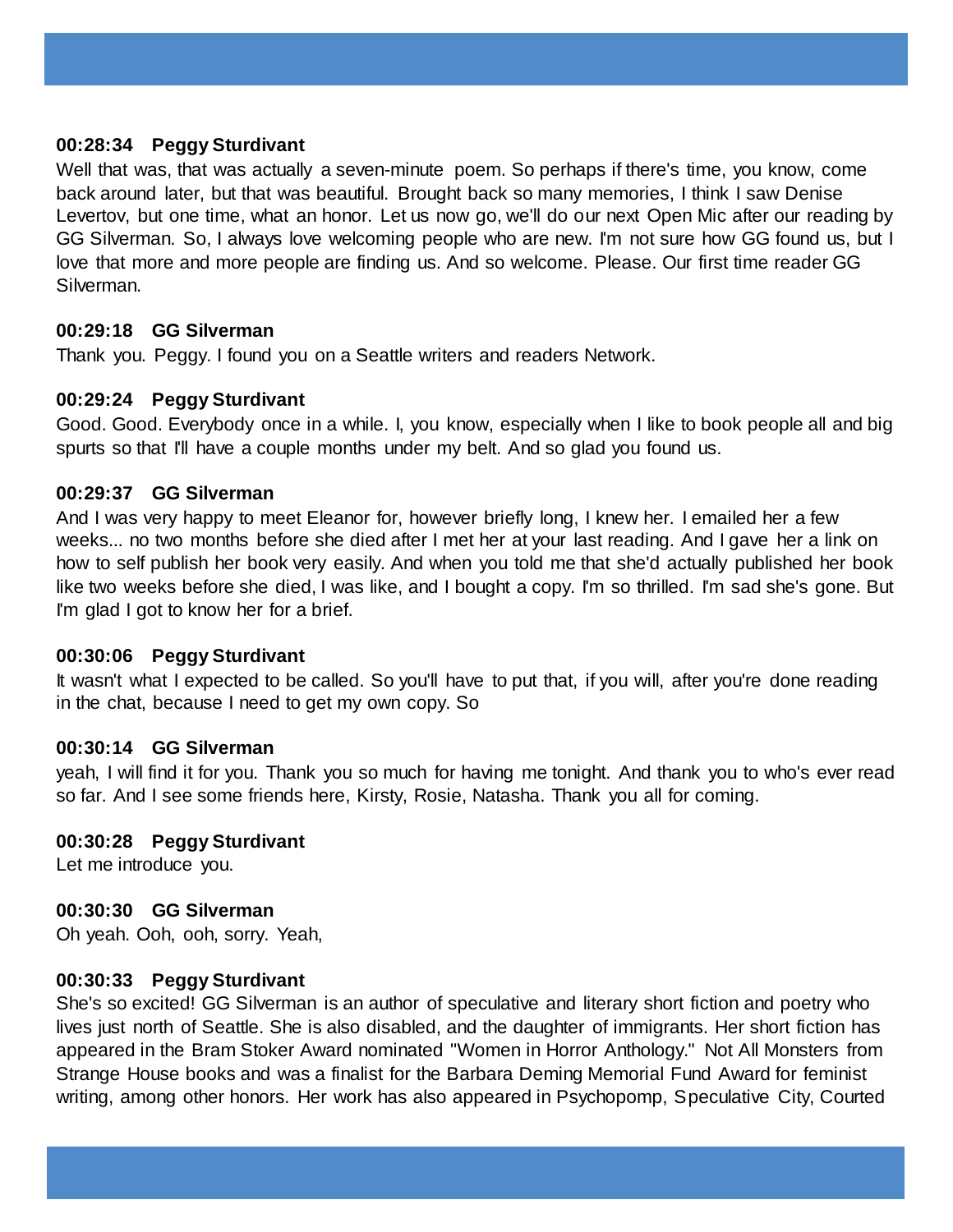**00:28:34 Peggy Sturdivant**
Well that was, that was actually a seven-minute poem. So perhaps if there's time, you know, come back around later, but that was beautiful. Brought back so many memories, I think I saw Denise Levertov, but one time, what an honor. Let us now go, we'll do our next Open Mic after our reading by GG Silverman. So, I always love welcoming people who are new. I'm not sure how GG found us, but I love that more and more people are finding us. And so welcome. Please. Our first time reader GG Silverman.

**00:29:18 GG Silverman**
Thank you. Peggy. I found you on a Seattle writers and readers Network.

**00:29:24 Peggy Sturdivant**
Good. Good. Everybody once in a while. I, you know, especially when I like to book people all and big spurts so that I'll have a couple months under my belt. And so glad you found us.

**00:29:37 GG Silverman**
And I was very happy to meet Eleanor for, however briefly long, I knew her. I emailed her a few weeks... no two months before she died after I met her at your last reading. And I gave her a link on how to self publish her book very easily. And when you told me that she'd actually published her book like two weeks before she died, I was like, and I bought a copy. I'm so thrilled. I'm sad she's gone. But I'm glad I got to know her for a brief.

**00:30:06 Peggy Sturdivant**
It wasn't what I expected to be called. So you'll have to put that, if you will, after you're done reading in the chat, because I need to get my own copy. So

**00:30:14 GG Silverman**
yeah, I will find it for you. Thank you so much for having me tonight. And thank you to who's ever read so far. And I see some friends here, Kirsty, Rosie, Natasha. Thank you all for coming.

**00:30:28 Peggy Sturdivant**
Let me introduce you.

**00:30:30 GG Silverman**
Oh yeah. Ooh, ooh, sorry. Yeah,

**00:30:33 Peggy Sturdivant**
She's so excited! GG Silverman is an author of speculative and literary short fiction and poetry who lives just north of Seattle. She is also disabled, and the daughter of immigrants. Her short fiction has appeared in the Bram Stoker Award nominated "Women in Horror Anthology." Not All Monsters from Strange House books and was a finalist for the Barbara Deming Memorial Fund Award for feminist writing, among other honors. Her work has also appeared in Psychopomp, Speculative City, Courted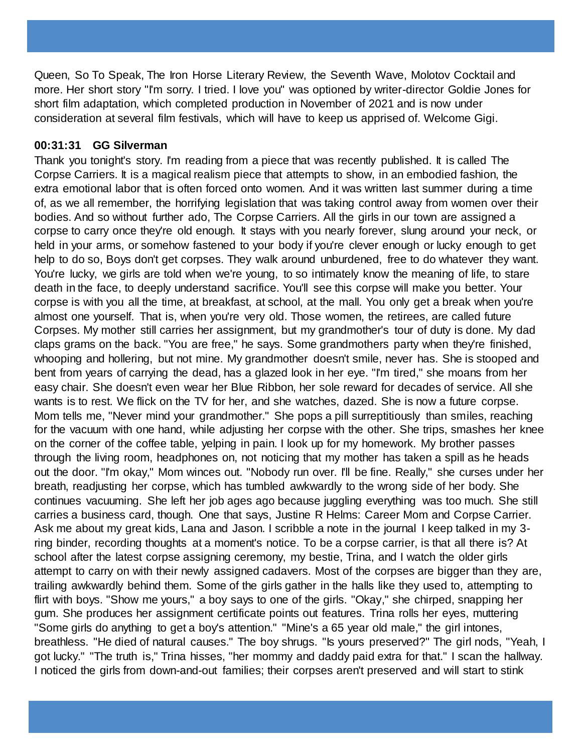Queen, So To Speak, The Iron Horse Literary Review, the Seventh Wave, Molotov Cocktail and more. Her short story "I'm sorry. I tried. I love you" was optioned by writer-director Goldie Jones for short film adaptation, which completed production in November of 2021 and is now under consideration at several film festivals, which will have to keep us apprised of. Welcome Gigi.

**00:31:31 GG Silverman**

Thank you tonight's story. I'm reading from a piece that was recently published. It is called The Corpse Carriers. It is a magical realism piece that attempts to show, in an embodied fashion, the extra emotional labor that is often forced onto women. And it was written last summer during a time of, as we all remember, the horrifying legislation that was taking control away from women over their bodies. And so without further ado, The Corpse Carriers. All the girls in our town are assigned a corpse to carry once they're old enough. It stays with you nearly forever, slung around your neck, or held in your arms, or somehow fastened to your body if you're clever enough or lucky enough to get help to do so, Boys don't get corpses. They walk around unburdened, free to do whatever they want. You're lucky, we girls are told when we're young, to so intimately know the meaning of life, to stare death in the face, to deeply understand sacrifice. You'll see this corpse will make you better. Your corpse is with you all the time, at breakfast, at school, at the mall. You only get a break when you're almost one yourself. That is, when you're very old. Those women, the retirees, are called future Corpses. My mother still carries her assignment, but my grandmother's tour of duty is done. My dad claps grams on the back. "You are free," he says. Some grandmothers party when they're finished, whooping and hollering, but not mine. My grandmother doesn't smile, never has. She is stooped and bent from years of carrying the dead, has a glazed look in her eye. "I'm tired," she moans from her easy chair. She doesn't even wear her Blue Ribbon, her sole reward for decades of service. All she wants is to rest. We flick on the TV for her, and she watches, dazed. She is now a future corpse. Mom tells me, "Never mind your grandmother." She pops a pill surreptitiously than smiles, reaching for the vacuum with one hand, while adjusting her corpse with the other. She trips, smashes her knee on the corner of the coffee table, yelping in pain. I look up for my homework. My brother passes through the living room, headphones on, not noticing that my mother has taken a spill as he heads out the door. "I'm okay," Mom winces out. "Nobody run over. I'll be fine. Really," she curses under her breath, readjusting her corpse, which has tumbled awkwardly to the wrong side of her body. She continues vacuuming. She left her job ages ago because juggling everything was too much. She still carries a business card, though. One that says, Justine R Helms: Career Mom and Corpse Carrier. Ask me about my great kids, Lana and Jason. I scribble a note in the journal I keep talked in my 3-ring binder, recording thoughts at a moment's notice. To be a corpse carrier, is that all there is? At school after the latest corpse assigning ceremony, my bestie, Trina, and I watch the older girls attempt to carry on with their newly assigned cadavers. Most of the corpses are bigger than they are, trailing awkwardly behind them. Some of the girls gather in the halls like they used to, attempting to flirt with boys. "Show me yours," a boy says to one of the girls. "Okay," she chirped, snapping her gum. She produces her assignment certificate points out features. Trina rolls her eyes, muttering "Some girls do anything to get a boy's attention." "Mine's a 65 year old male," the girl intones, breathless. "He died of natural causes." The boy shrugs. "Is yours preserved?" The girl nods, "Yeah, I got lucky." "The truth is," Trina hisses, "her mommy and daddy paid extra for that." I scan the hallway. I noticed the girls from down-and-out families; their corpses aren't preserved and will start to stink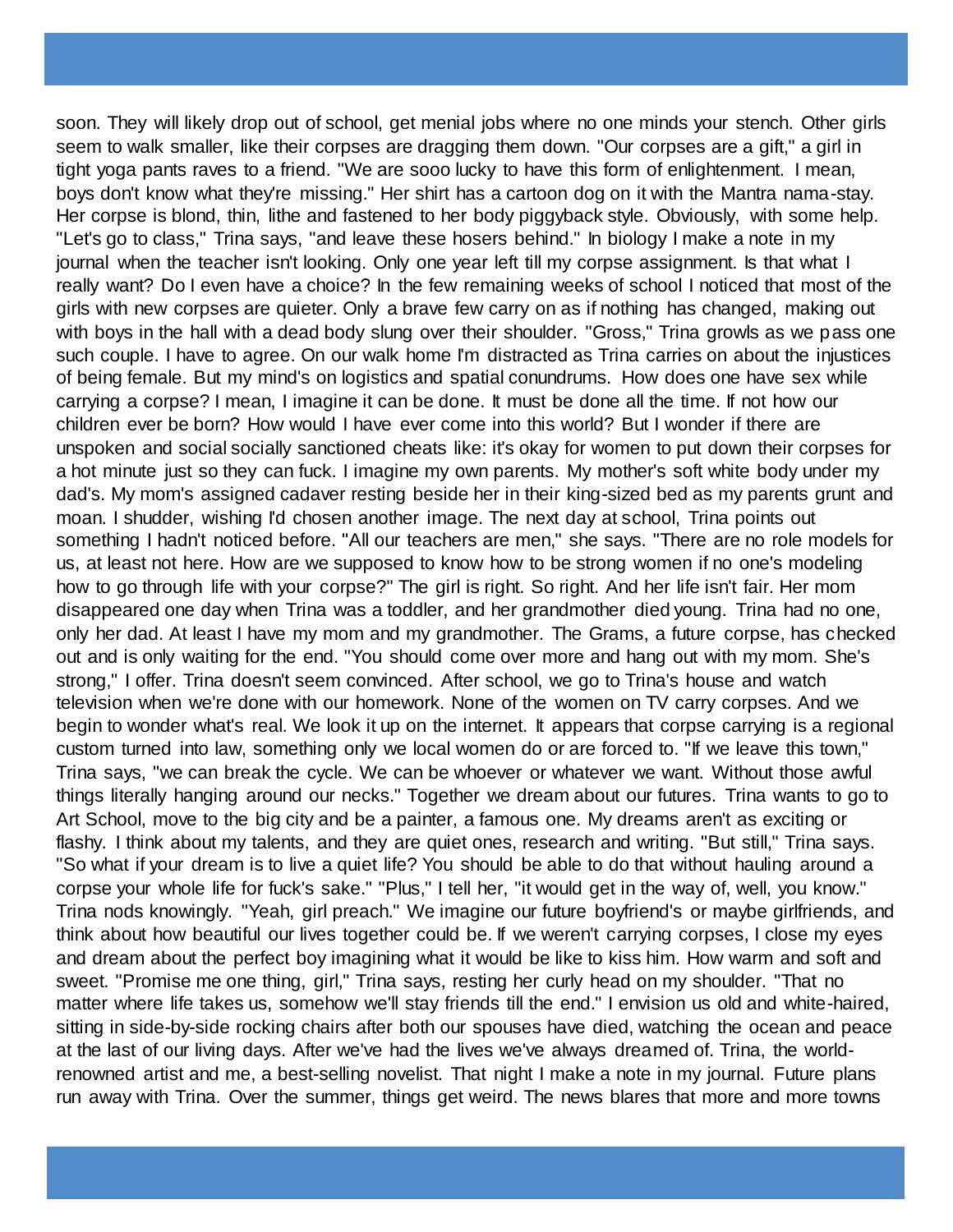soon. They will likely drop out of school, get menial jobs where no one minds your stench. Other girls seem to walk smaller, like their corpses are dragging them down. "Our corpses are a gift," a girl in tight yoga pants raves to a friend. "We are sooo lucky to have this form of enlightenment. I mean, boys don't know what they're missing." Her shirt has a cartoon dog on it with the Mantra nama-stay. Her corpse is blond, thin, lithe and fastened to her body piggyback style. Obviously, with some help. "Let's go to class," Trina says, "and leave these hosers behind." In biology I make a note in my journal when the teacher isn't looking. Only one year left till my corpse assignment. Is that what I really want? Do I even have a choice? In the few remaining weeks of school I noticed that most of the girls with new corpses are quieter. Only a brave few carry on as if nothing has changed, making out with boys in the hall with a dead body slung over their shoulder. "Gross," Trina growls as we pass one such couple. I have to agree. On our walk home I'm distracted as Trina carries on about the injustices of being female. But my mind's on logistics and spatial conundrums. How does one have sex while carrying a corpse? I mean, I imagine it can be done. It must be done all the time. If not how our children ever be born? How would I have ever come into this world? But I wonder if there are unspoken and social socially sanctioned cheats like: it's okay for women to put down their corpses for a hot minute just so they can fuck. I imagine my own parents. My mother's soft white body under my dad's. My mom's assigned cadaver resting beside her in their king-sized bed as my parents grunt and moan. I shudder, wishing I'd chosen another image. The next day at school, Trina points out something I hadn't noticed before. "All our teachers are men," she says. "There are no role models for us, at least not here. How are we supposed to know how to be strong women if no one's modeling how to go through life with your corpse?" The girl is right. So right. And her life isn't fair. Her mom disappeared one day when Trina was a toddler, and her grandmother died young. Trina had no one, only her dad. At least I have my mom and my grandmother. The Grams, a future corpse, has checked out and is only waiting for the end. "You should come over more and hang out with my mom. She's strong," I offer. Trina doesn't seem convinced. After school, we go to Trina's house and watch television when we're done with our homework. None of the women on TV carry corpses. And we begin to wonder what's real. We look it up on the internet. It appears that corpse carrying is a regional custom turned into law, something only we local women do or are forced to. "If we leave this town," Trina says, "we can break the cycle. We can be whoever or whatever we want. Without those awful things literally hanging around our necks." Together we dream about our futures. Trina wants to go to Art School, move to the big city and be a painter, a famous one. My dreams aren't as exciting or flashy. I think about my talents, and they are quiet ones, research and writing. "But still," Trina says. "So what if your dream is to live a quiet life? You should be able to do that without hauling around a corpse your whole life for fuck's sake." "Plus," I tell her, "it would get in the way of, well, you know." Trina nods knowingly. "Yeah, girl preach." We imagine our future boyfriend's or maybe girlfriends, and think about how beautiful our lives together could be. If we weren't carrying corpses, I close my eyes and dream about the perfect boy imagining what it would be like to kiss him. How warm and soft and sweet. "Promise me one thing, girl," Trina says, resting her curly head on my shoulder. "That no matter where life takes us, somehow we'll stay friends till the end." I envision us old and white-haired, sitting in side-by-side rocking chairs after both our spouses have died, watching the ocean and peace at the last of our living days. After we've had the lives we've always dreamed of. Trina, the world-renowned artist and me, a best-selling novelist. That night I make a note in my journal. Future plans run away with Trina. Over the summer, things get weird. The news blares that more and more towns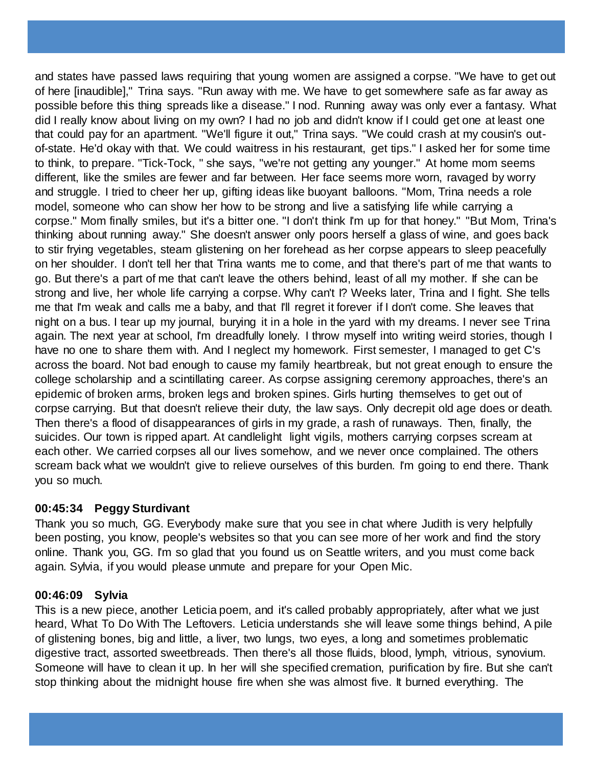and states have passed laws requiring that young women are assigned a corpse. "We have to get out of here [inaudible]," Trina says. "Run away with me. We have to get somewhere safe as far away as possible before this thing spreads like a disease." I nod. Running away was only ever a fantasy. What did I really know about living on my own? I had no job and didn't know if I could get one at least one that could pay for an apartment. "We'll figure it out," Trina says. "We could crash at my cousin's out-of-state. He'd okay with that. We could waitress in his restaurant, get tips." I asked her for some time to think, to prepare. "Tick-Tock, " she says, "we're not getting any younger." At home mom seems different, like the smiles are fewer and far between. Her face seems more worn, ravaged by worry and struggle. I tried to cheer her up, gifting ideas like buoyant balloons. "Mom, Trina needs a role model, someone who can show her how to be strong and live a satisfying life while carrying a corpse." Mom finally smiles, but it's a bitter one. "I don't think I'm up for that honey." "But Mom, Trina's thinking about running away." She doesn't answer only poors herself a glass of wine, and goes back to stir frying vegetables, steam glistening on her forehead as her corpse appears to sleep peacefully on her shoulder. I don't tell her that Trina wants me to come, and that there's part of me that wants to go. But there's a part of me that can't leave the others behind, least of all my mother. If she can be strong and live, her whole life carrying a corpse. Why can't I? Weeks later, Trina and I fight. She tells me that I'm weak and calls me a baby, and that I'll regret it forever if I don't come. She leaves that night on a bus. I tear up my journal, burying it in a hole in the yard with my dreams. I never see Trina again. The next year at school, I'm dreadfully lonely. I throw myself into writing weird stories, though I have no one to share them with. And I neglect my homework. First semester, I managed to get C's across the board. Not bad enough to cause my family heartbreak, but not great enough to ensure the college scholarship and a scintillating career. As corpse assigning ceremony approaches, there's an epidemic of broken arms, broken legs and broken spines. Girls hurting themselves to get out of corpse carrying. But that doesn't relieve their duty, the law says. Only decrepit old age does or death. Then there's a flood of disappearances of girls in my grade, a rash of runaways. Then, finally, the suicides. Our town is ripped apart. At candlelight light vigils, mothers carrying corpses scream at each other. We carried corpses all our lives somehow, and we never once complained. The others scream back what we wouldn't give to relieve ourselves of this burden. I'm going to end there. Thank you so much.

**00:45:34 Peggy Sturdivant**

Thank you so much, GG. Everybody make sure that you see in chat where Judith is very helpfully been posting, you know, people's websites so that you can see more of her work and find the story online. Thank you, GG. I'm so glad that you found us on Seattle writers, and you must come back again. Sylvia, if you would please unmute and prepare for your Open Mic.

**00:46:09 Sylvia**

This is a new piece, another Leticia poem, and it's called probably appropriately, after what we just heard, What To Do With The Leftovers. Leticia understands she will leave some things behind, A pile of glistening bones, big and little, a liver, two lungs, two eyes, a long and sometimes problematic digestive tract, assorted sweetbreads. Then there's all those fluids, blood, lymph, vitrious, synovium. Someone will have to clean it up. In her will she specified cremation, purification by fire. But she can't stop thinking about the midnight house fire when she was almost five. It burned everything. The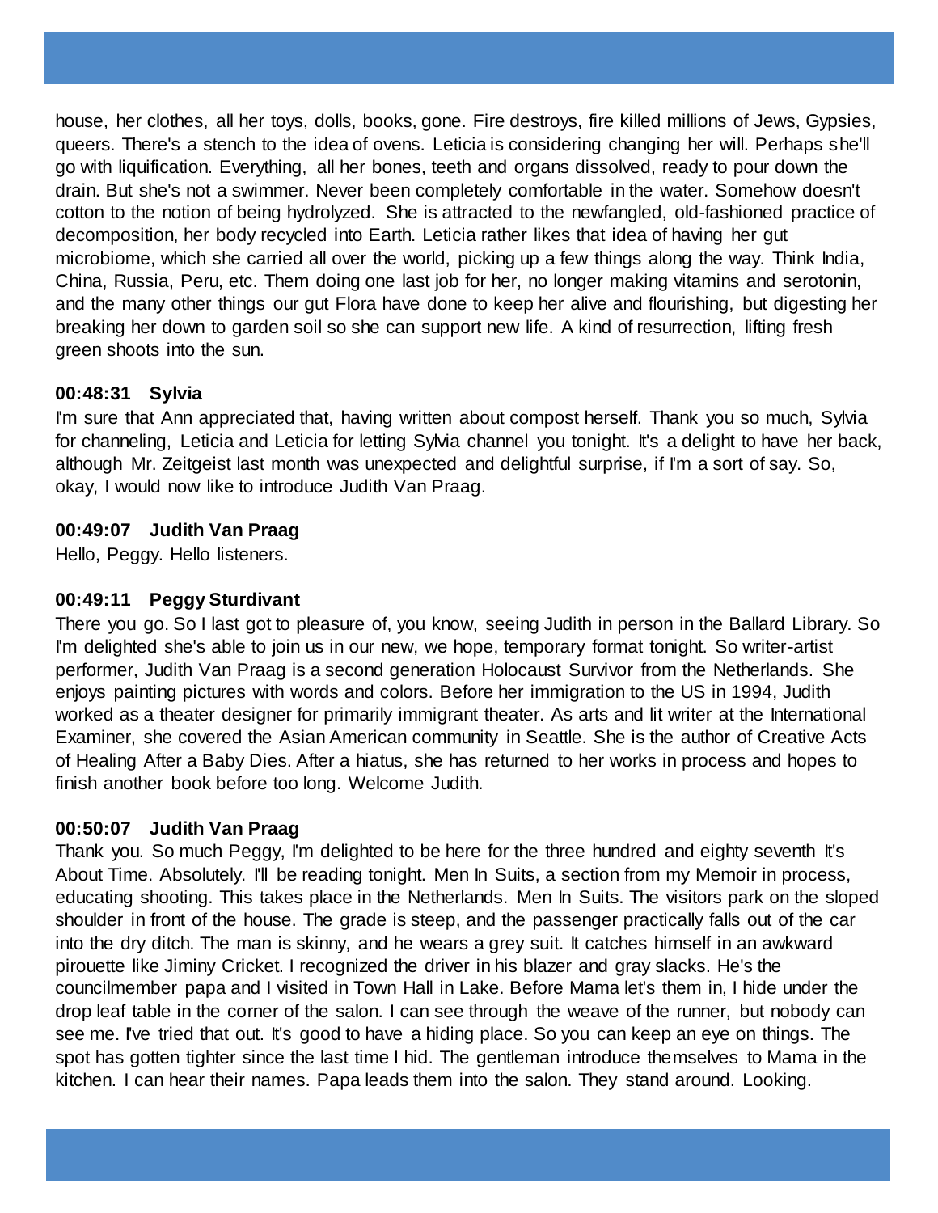house, her clothes, all her toys, dolls, books, gone. Fire destroys, fire killed millions of Jews, Gypsies, queers. There's a stench to the idea of ovens. Leticia is considering changing her will. Perhaps she'll go with liquification. Everything, all her bones, teeth and organs dissolved, ready to pour down the drain. But she's not a swimmer. Never been completely comfortable in the water. Somehow doesn't cotton to the notion of being hydrolyzed. She is attracted to the newfangled, old-fashioned practice of decomposition, her body recycled into Earth. Leticia rather likes that idea of having her gut microbiome, which she carried all over the world, picking up a few things along the way. Think India, China, Russia, Peru, etc. Them doing one last job for her, no longer making vitamins and serotonin, and the many other things our gut Flora have done to keep her alive and flourishing, but digesting her breaking her down to garden soil so she can support new life. A kind of resurrection, lifting fresh green shoots into the sun.

**00:48:31 Sylvia**

I'm sure that Ann appreciated that, having written about compost herself. Thank you so much, Sylvia for channeling, Leticia and Leticia for letting Sylvia channel you tonight. It's a delight to have her back, although Mr. Zeitgeist last month was unexpected and delightful surprise, if I'm a sort of say. So, okay, I would now like to introduce Judith Van Praag.

**00:49:07 Judith Van Praag**

Hello, Peggy. Hello listeners.

**00:49:11 Peggy Sturdivant**

There you go. So I last got to pleasure of, you know, seeing Judith in person in the Ballard Library. So I'm delighted she's able to join us in our new, we hope, temporary format tonight. So writer-artist performer, Judith Van Praag is a second generation Holocaust Survivor from the Netherlands. She enjoys painting pictures with words and colors. Before her immigration to the US in 1994, Judith worked as a theater designer for primarily immigrant theater. As arts and lit writer at the International Examiner, she covered the Asian American community in Seattle. She is the author of Creative Acts of Healing After a Baby Dies. After a hiatus, she has returned to her works in process and hopes to finish another book before too long. Welcome Judith.

**00:50:07 Judith Van Praag**

Thank you. So much Peggy, I'm delighted to be here for the three hundred and eighty seventh It's About Time. Absolutely. I'll be reading tonight. Men In Suits, a section from my Memoir in process, educating shooting. This takes place in the Netherlands. Men In Suits. The visitors park on the sloped shoulder in front of the house. The grade is steep, and the passenger practically falls out of the car into the dry ditch. The man is skinny, and he wears a grey suit. It catches himself in an awkward pirouette like Jiminy Cricket. I recognized the driver in his blazer and gray slacks. He's the councilmember papa and I visited in Town Hall in Lake. Before Mama let's them in, I hide under the drop leaf table in the corner of the salon. I can see through the weave of the runner, but nobody can see me. I've tried that out. It's good to have a hiding place. So you can keep an eye on things. The spot has gotten tighter since the last time I hid. The gentleman introduce themselves to Mama in the kitchen. I can hear their names. Papa leads them into the salon. They stand around. Looking.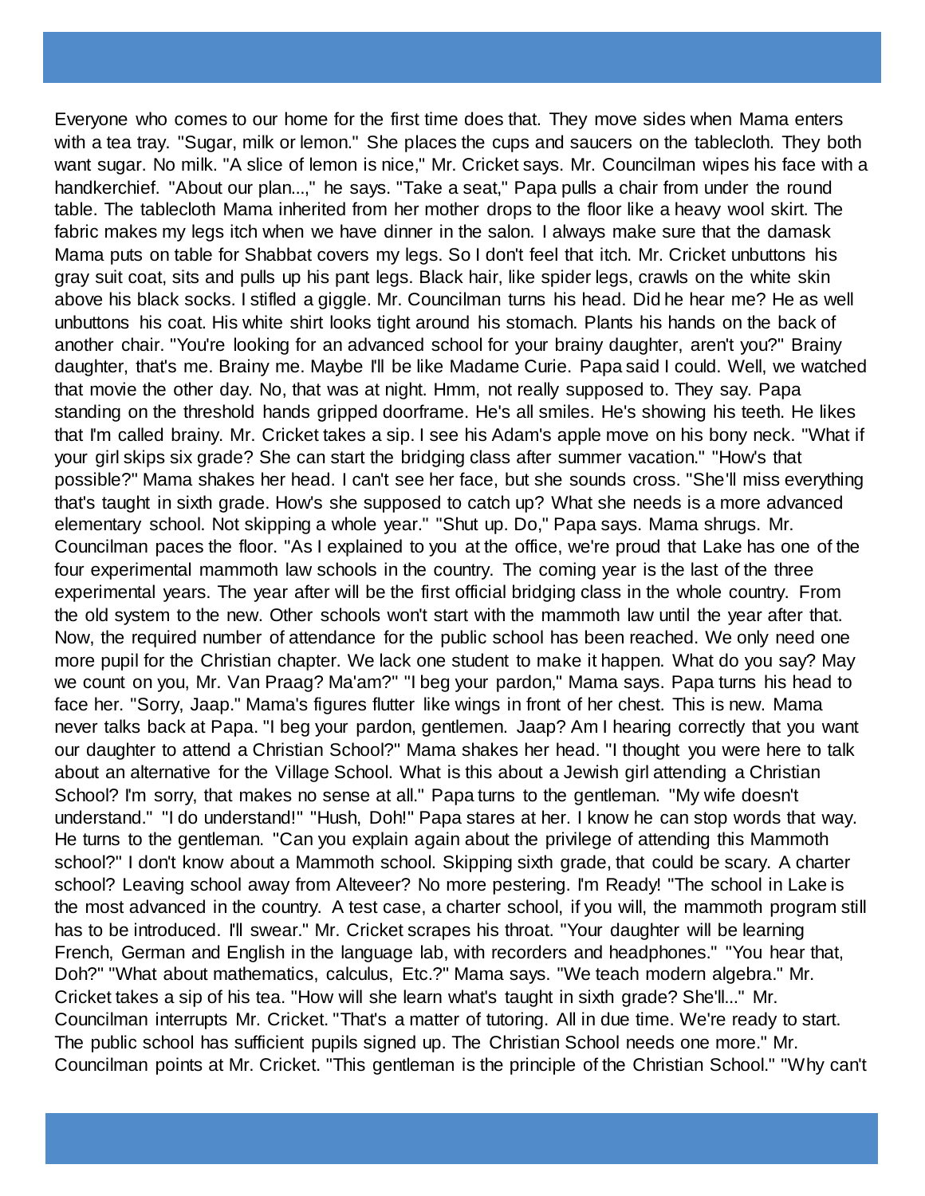Everyone who comes to our home for the first time does that. They move sides when Mama enters with a tea tray. "Sugar, milk or lemon." She places the cups and saucers on the tablecloth. They both want sugar. No milk. "A slice of lemon is nice," Mr. Cricket says. Mr. Councilman wipes his face with a handkerchief. "About our plan...," he says. "Take a seat," Papa pulls a chair from under the round table. The tablecloth Mama inherited from her mother drops to the floor like a heavy wool skirt. The fabric makes my legs itch when we have dinner in the salon. I always make sure that the damask Mama puts on table for Shabbat covers my legs. So I don't feel that itch. Mr. Cricket unbuttons his gray suit coat, sits and pulls up his pant legs. Black hair, like spider legs, crawls on the white skin above his black socks. I stifled a giggle. Mr. Councilman turns his head. Did he hear me? He as well unbuttons his coat. His white shirt looks tight around his stomach. Plants his hands on the back of another chair. "You're looking for an advanced school for your brainy daughter, aren't you?" Brainy daughter, that's me. Brainy me. Maybe I'll be like Madame Curie. Papa said I could. Well, we watched that movie the other day. No, that was at night. Hmm, not really supposed to. They say. Papa standing on the threshold hands gripped doorframe. He's all smiles. He's showing his teeth. He likes that I'm called brainy. Mr. Cricket takes a sip. I see his Adam's apple move on his bony neck. "What if your girl skips six grade? She can start the bridging class after summer vacation." "How's that possible?" Mama shakes her head. I can't see her face, but she sounds cross. "She'll miss everything that's taught in sixth grade. How's she supposed to catch up? What she needs is a more advanced elementary school. Not skipping a whole year." "Shut up. Do," Papa says. Mama shrugs. Mr. Councilman paces the floor. "As I explained to you at the office, we're proud that Lake has one of the four experimental mammoth law schools in the country. The coming year is the last of the three experimental years. The year after will be the first official bridging class in the whole country. From the old system to the new. Other schools won't start with the mammoth law until the year after that. Now, the required number of attendance for the public school has been reached. We only need one more pupil for the Christian chapter. We lack one student to make it happen. What do you say? May we count on you, Mr. Van Praag? Ma'am?" "I beg your pardon," Mama says. Papa turns his head to face her. "Sorry, Jaap." Mama's figures flutter like wings in front of her chest. This is new. Mama never talks back at Papa. "I beg your pardon, gentlemen. Jaap? Am I hearing correctly that you want our daughter to attend a Christian School?" Mama shakes her head. "I thought you were here to talk about an alternative for the Village School. What is this about a Jewish girl attending a Christian School? I'm sorry, that makes no sense at all." Papa turns to the gentleman. "My wife doesn't understand." "I do understand!" "Hush, Doh!" Papa stares at her. I know he can stop words that way. He turns to the gentleman. "Can you explain again about the privilege of attending this Mammoth school?" I don't know about a Mammoth school. Skipping sixth grade, that could be scary. A charter school? Leaving school away from Alteveer? No more pestering. I'm Ready! "The school in Lake is the most advanced in the country. A test case, a charter school, if you will, the mammoth program still has to be introduced. I'll swear." Mr. Cricket scrapes his throat. "Your daughter will be learning French, German and English in the language lab, with recorders and headphones." "You hear that, Doh?" "What about mathematics, calculus, Etc.?" Mama says. "We teach modern algebra." Mr. Cricket takes a sip of his tea. "How will she learn what's taught in sixth grade? She'll..." Mr. Councilman interrupts Mr. Cricket. "That's a matter of tutoring. All in due time. We're ready to start. The public school has sufficient pupils signed up. The Christian School needs one more." Mr. Councilman points at Mr. Cricket. "This gentleman is the principle of the Christian School." "Why can't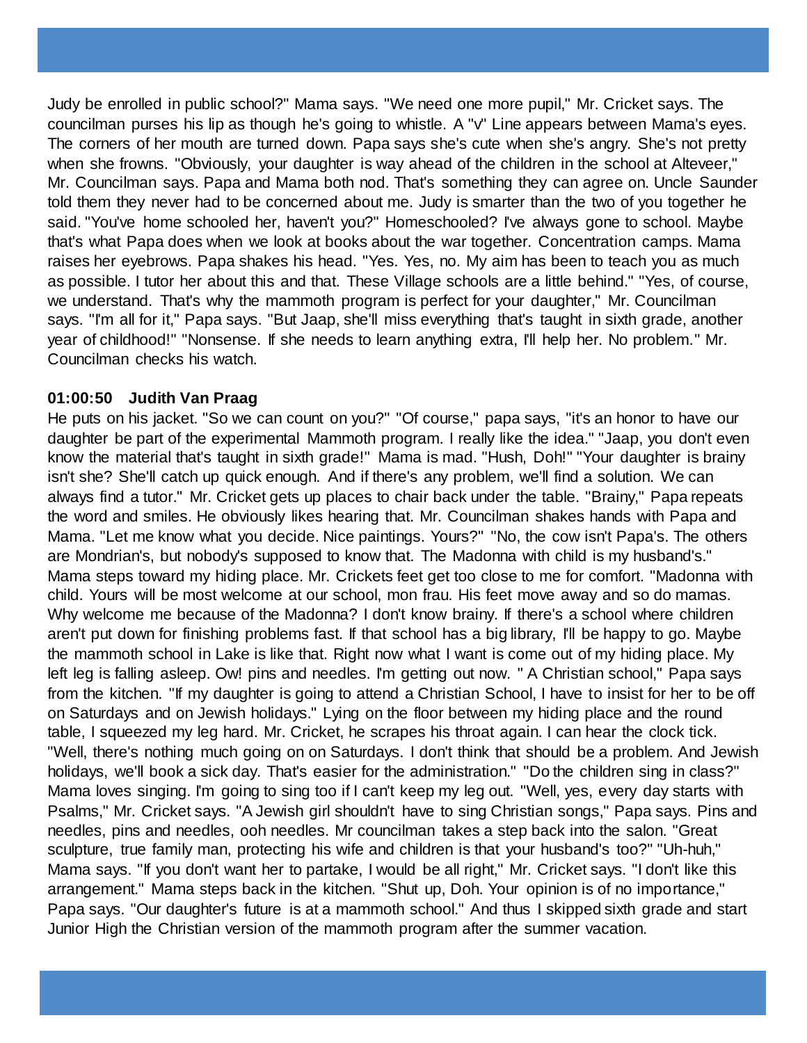Judy be enrolled in public school?" Mama says. "We need one more pupil," Mr. Cricket says. The councilman purses his lip as though he's going to whistle. A "v" Line appears between Mama's eyes. The corners of her mouth are turned down. Papa says she's cute when she's angry. She's not pretty when she frowns. "Obviously, your daughter is way ahead of the children in the school at Alteveer," Mr. Councilman says. Papa and Mama both nod. That's something they can agree on. Uncle Saunder told them they never had to be concerned about me. Judy is smarter than the two of you together he said. "You've home schooled her, haven't you?" Homeschooled? I've always gone to school. Maybe that's what Papa does when we look at books about the war together. Concentration camps. Mama raises her eyebrows. Papa shakes his head. "Yes. Yes, no. My aim has been to teach you as much as possible. I tutor her about this and that. These Village schools are a little behind." "Yes, of course, we understand. That's why the mammoth program is perfect for your daughter," Mr. Councilman says. "I'm all for it," Papa says. "But Jaap, she'll miss everything that's taught in sixth grade, another year of childhood!" "Nonsense. If she needs to learn anything extra, I'll help her. No problem." Mr. Councilman checks his watch.

**01:00:50 Judith Van Praag**

He puts on his jacket. "So we can count on you?" "Of course," papa says, "it's an honor to have our daughter be part of the experimental Mammoth program. I really like the idea." "Jaap, you don't even know the material that's taught in sixth grade!" Mama is mad. "Hush, Doh!" "Your daughter is brainy isn't she? She'll catch up quick enough. And if there's any problem, we'll find a solution. We can always find a tutor." Mr. Cricket gets up places to chair back under the table. "Brainy," Papa repeats the word and smiles. He obviously likes hearing that. Mr. Councilman shakes hands with Papa and Mama. "Let me know what you decide. Nice paintings. Yours?" "No, the cow isn't Papa's. The others are Mondrian's, but nobody's supposed to know that. The Madonna with child is my husband's." Mama steps toward my hiding place. Mr. Crickets feet get too close to me for comfort. "Madonna with child. Yours will be most welcome at our school, mon frau. His feet move away and so do mamas. Why welcome me because of the Madonna? I don't know brainy. If there's a school where children aren't put down for finishing problems fast. If that school has a big library, I'll be happy to go. Maybe the mammoth school in Lake is like that. Right now what I want is come out of my hiding place. My left leg is falling asleep. Ow! pins and needles. I'm getting out now. " A Christian school," Papa says from the kitchen. "If my daughter is going to attend a Christian School, I have to insist for her to be off on Saturdays and on Jewish holidays." Lying on the floor between my hiding place and the round table, I squeezed my leg hard. Mr. Cricket, he scrapes his throat again. I can hear the clock tick. "Well, there's nothing much going on on Saturdays. I don't think that should be a problem. And Jewish holidays, we'll book a sick day. That's easier for the administration." "Do the children sing in class?" Mama loves singing. I'm going to sing too if I can't keep my leg out. "Well, yes, every day starts with Psalms," Mr. Cricket says. "A Jewish girl shouldn't have to sing Christian songs," Papa says. Pins and needles, pins and needles, ooh needles. Mr councilman takes a step back into the salon. "Great sculpture, true family man, protecting his wife and children is that your husband's too?" "Uh-huh," Mama says. "If you don't want her to partake, I would be all right," Mr. Cricket says. "I don't like this arrangement." Mama steps back in the kitchen. "Shut up, Doh. Your opinion is of no importance," Papa says. "Our daughter's future is at a mammoth school." And thus I skipped sixth grade and start Junior High the Christian version of the mammoth program after the summer vacation.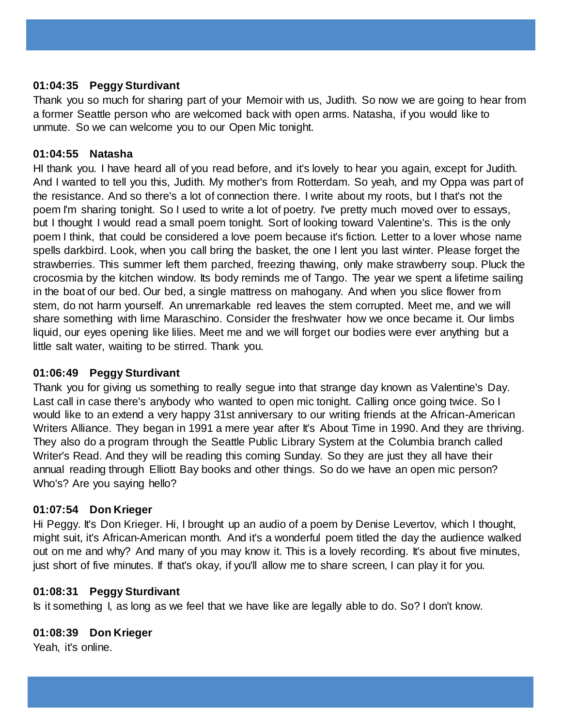**01:04:35 Peggy Sturdivant**

Thank you so much for sharing part of your Memoir with us, Judith. So now we are going to hear from a former Seattle person who are welcomed back with open arms. Natasha, if you would like to unmute. So we can welcome you to our Open Mic tonight.

**01:04:55 Natasha**

HI thank you. I have heard all of you read before, and it's lovely to hear you again, except for Judith. And I wanted to tell you this, Judith. My mother's from Rotterdam. So yeah, and my Oppa was part of the resistance. And so there's a lot of connection there. I write about my roots, but I that's not the poem I'm sharing tonight. So I used to write a lot of poetry. I've pretty much moved over to essays, but I thought I would read a small poem tonight. Sort of looking toward Valentine's. This is the only poem I think, that could be considered a love poem because it's fiction. Letter to a lover whose name spells darkbird. Look, when you call bring the basket, the one I lent you last winter. Please forget the strawberries. This summer left them parched, freezing thawing, only make strawberry soup. Pluck the crocosmia by the kitchen window. Its body reminds me of Tango. The year we spent a lifetime sailing in the boat of our bed. Our bed, a single mattress on mahogany. And when you slice flower from stem, do not harm yourself. An unremarkable red leaves the stem corrupted. Meet me, and we will share something with lime Maraschino. Consider the freshwater how we once became it. Our limbs liquid, our eyes opening like lilies. Meet me and we will forget our bodies were ever anything but a little salt water, waiting to be stirred. Thank you.

**01:06:49 Peggy Sturdivant**

Thank you for giving us something to really segue into that strange day known as Valentine's Day. Last call in case there's anybody who wanted to open mic tonight. Calling once going twice. So I would like to an extend a very happy 31st anniversary to our writing friends at the African-American Writers Alliance. They began in 1991 a mere year after It's About Time in 1990. And they are thriving. They also do a program through the Seattle Public Library System at the Columbia branch called Writer's Read. And they will be reading this coming Sunday. So they are just they all have their annual reading through Elliott Bay books and other things. So do we have an open mic person? Who's? Are you saying hello?

**01:07:54 Don Krieger**

Hi Peggy. It's Don Krieger. Hi, I brought up an audio of a poem by Denise Levertov, which I thought, might suit, it's African-American month. And it's a wonderful poem titled the day the audience walked out on me and why? And many of you may know it. This is a lovely recording. It's about five minutes, just short of five minutes. If that's okay, if you'll allow me to share screen, I can play it for you.

**01:08:31 Peggy Sturdivant**

Is it something I, as long as we feel that we have like are legally able to do. So? I don't know.

**01:08:39 Don Krieger**

Yeah, it's online.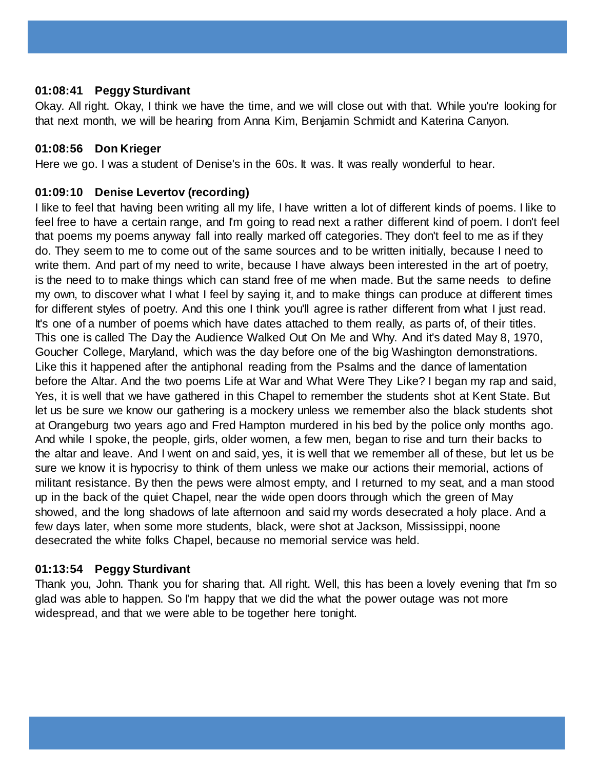**01:08:41 Peggy Sturdivant**
Okay. All right. Okay, I think we have the time, and we will close out with that. While you're looking for that next month, we will be hearing from Anna Kim, Benjamin Schmidt and Katerina Canyon.

**01:08:56 Don Krieger**
Here we go. I was a student of Denise's in the 60s. It was. It was really wonderful to hear.

**01:09:10 Denise Levertov (recording)**
I like to feel that having been writing all my life, I have written a lot of different kinds of poems. I like to feel free to have a certain range, and I'm going to read next a rather different kind of poem. I don't feel that poems my poems anyway fall into really marked off categories. They don't feel to me as if they do. They seem to me to come out of the same sources and to be written initially, because I need to write them. And part of my need to write, because I have always been interested in the art of poetry, is the need to to make things which can stand free of me when made. But the same needs to define my own, to discover what I what I feel by saying it, and to make things can produce at different times for different styles of poetry. And this one I think you'll agree is rather different from what I just read. It's one of a number of poems which have dates attached to them really, as parts of, of their titles. This one is called The Day the Audience Walked Out On Me and Why. And it's dated May 8, 1970, Goucher College, Maryland, which was the day before one of the big Washington demonstrations. Like this it happened after the antiphonal reading from the Psalms and the dance of lamentation before the Altar. And the two poems Life at War and What Were They Like? I began my rap and said, Yes, it is well that we have gathered in this Chapel to remember the students shot at Kent State. But let us be sure we know our gathering is a mockery unless we remember also the black students shot at Orangeburg two years ago and Fred Hampton murdered in his bed by the police only months ago. And while I spoke, the people, girls, older women, a few men, began to rise and turn their backs to the altar and leave. And I went on and said, yes, it is well that we remember all of these, but let us be sure we know it is hypocrisy to think of them unless we make our actions their memorial, actions of militant resistance. By then the pews were almost empty, and I returned to my seat, and a man stood up in the back of the quiet Chapel, near the wide open doors through which the green of May showed, and the long shadows of late afternoon and said my words desecrated a holy place. And a few days later, when some more students, black, were shot at Jackson, Mississippi, noone desecrated the white folks Chapel, because no memorial service was held.

**01:13:54 Peggy Sturdivant**
Thank you, John. Thank you for sharing that. All right. Well, this has been a lovely evening that I'm so glad was able to happen. So I'm happy that we did the what the power outage was not more widespread, and that we were able to be together here tonight.